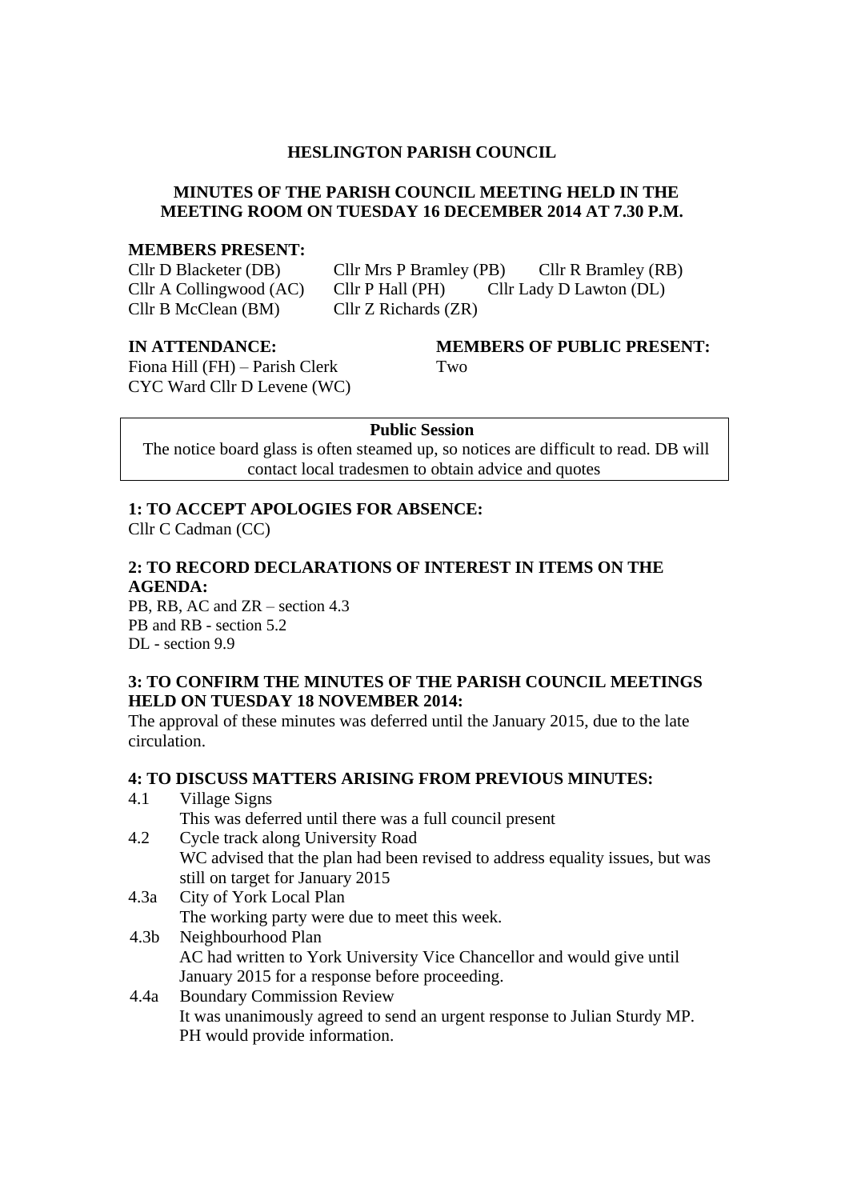**HESLINGTON PARISH COUNCIL**

**MINUTES OF THE PARISH COUNCIL MEETING HELD IN THE MEETING ROOM ON TUESDAY 16 DECEMBER 2014 AT 7.30 P.M.**

**MEMBERS PRESENT:**

Cllr D Blacketer (DB) Cllr Mrs P Bramley (PB) Cllr R Bramley (RB)
Cllr A Collingwood (AC) Cllr P Hall (PH) Cllr Lady D Lawton (DL)
Cllr B McClean (BM) Cllr Z Richards (ZR)

**IN ATTENDANCE:**

Fiona Hill (FH) – Parish Clerk
CYC Ward Cllr D Levene (WC)

**MEMBERS OF PUBLIC PRESENT:**

Two

**Public Session**

The notice board glass is often steamed up, so notices are difficult to read. DB will contact local tradesmen to obtain advice and quotes

**1: TO ACCEPT APOLOGIES FOR ABSENCE:**

Cllr C Cadman (CC)

**2: TO RECORD DECLARATIONS OF INTEREST IN ITEMS ON THE AGENDA:**

PB, RB, AC and ZR – section 4.3
PB and RB - section 5.2
DL - section 9.9

**3: TO CONFIRM THE MINUTES OF THE PARISH COUNCIL MEETINGS HELD ON TUESDAY 18 NOVEMBER 2014:**

The approval of these minutes was deferred until the January 2015, due to the late circulation.

**4: TO DISCUSS MATTERS ARISING FROM PREVIOUS MINUTES:**

4.1 Village Signs
This was deferred until there was a full council present

4.2 Cycle track along University Road
WC advised that the plan had been revised to address equality issues, but was still on target for January 2015

4.3a City of York Local Plan
The working party were due to meet this week.

4.3b Neighbourhood Plan
AC had written to York University Vice Chancellor and would give until January 2015 for a response before proceeding.

4.4a Boundary Commission Review
It was unanimously agreed to send an urgent response to Julian Sturdy MP. PH would provide information.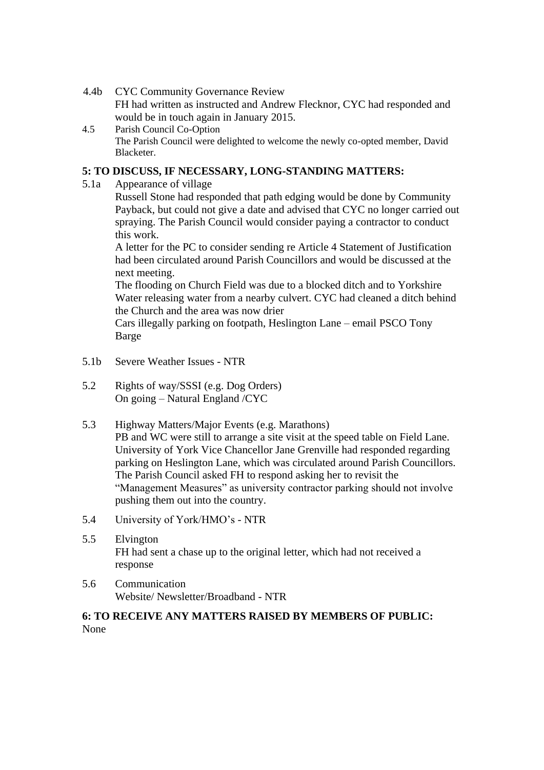4.4b CYC Community Governance Review
FH had written as instructed and Andrew Flecknor, CYC had responded and would be in touch again in January 2015.

4.5 Parish Council Co-Option
The Parish Council were delighted to welcome the newly co-opted member, David Blacketer.

**5: TO DISCUSS, IF NECESSARY, LONG-STANDING MATTERS:**

5.1a Appearance of village
Russell Stone had responded that path edging would be done by Community Payback, but could not give a date and advised that CYC no longer carried out spraying. The Parish Council would consider paying a contractor to conduct this work.
A letter for the PC to consider sending re Article 4 Statement of Justification had been circulated around Parish Councillors and would be discussed at the next meeting.
The flooding on Church Field was due to a blocked ditch and to Yorkshire Water releasing water from a nearby culvert. CYC had cleaned a ditch behind the Church and the area was now drier
Cars illegally parking on footpath, Heslington Lane – email PSCO Tony Barge

5.1b Severe Weather Issues - NTR

5.2 Rights of way/SSSI (e.g. Dog Orders)
On going – Natural England /CYC

5.3 Highway Matters/Major Events (e.g. Marathons)
PB and WC were still to arrange a site visit at the speed table on Field Lane. University of York Vice Chancellor Jane Grenville had responded regarding parking on Heslington Lane, which was circulated around Parish Councillors. The Parish Council asked FH to respond asking her to revisit the "Management Measures" as university contractor parking should not involve pushing them out into the country.

5.4 University of York/HMO's - NTR

5.5 Elvington
FH had sent a chase up to the original letter, which had not received a response

5.6 Communication
Website/ Newsletter/Broadband - NTR

**6: TO RECEIVE ANY MATTERS RAISED BY MEMBERS OF PUBLIC:**
None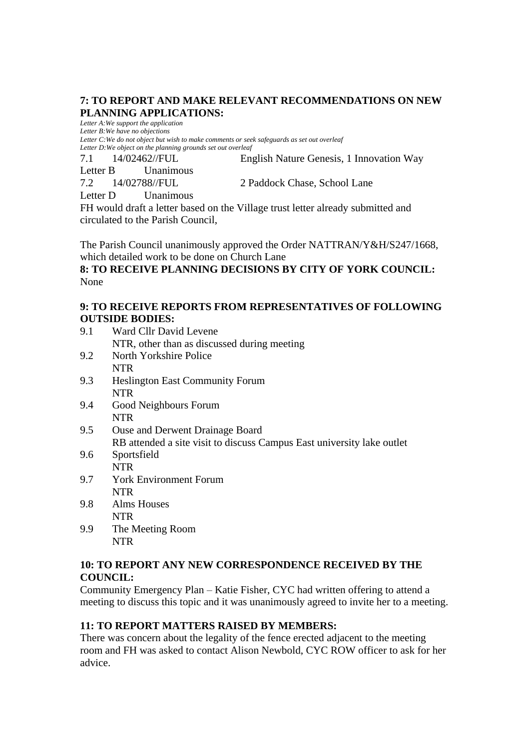**7: TO REPORT AND MAKE RELEVANT RECOMMENDATIONS ON NEW PLANNING APPLICATIONS:**

*Letter A:We support the application*
*Letter B:We have no objections*
*Letter C:We do not object but wish to make comments or seek safeguards as set out overleaf*
*Letter D:We object on the planning grounds set out overleaf*

7.1 14/02462//FUL English Nature Genesis, 1 Innovation Way
Letter B Unanimous

7.2 14/02788//FUL 2 Paddock Chase, School Lane
Letter D Unanimous

FH would draft a letter based on the Village trust letter already submitted and circulated to the Parish Council,

The Parish Council unanimously approved the Order NATTRAN/Y&H/S247/1668, which detailed work to be done on Church Lane

**8: TO RECEIVE PLANNING DECISIONS BY CITY OF YORK COUNCIL:**
None

**9: TO RECEIVE REPORTS FROM REPRESENTATIVES OF FOLLOWING OUTSIDE BODIES:**

9.1 Ward Cllr David Levene
NTR, other than as discussed during meeting

9.2 North Yorkshire Police
NTR

9.3 Heslington East Community Forum
NTR

9.4 Good Neighbours Forum
NTR

9.5 Ouse and Derwent Drainage Board
RB attended a site visit to discuss Campus East university lake outlet

9.6 Sportsfield
NTR

9.7 York Environment Forum
NTR

9.8 Alms Houses
NTR

9.9 The Meeting Room
NTR

**10: TO REPORT ANY NEW CORRESPONDENCE RECEIVED BY THE COUNCIL:**
Community Emergency Plan – Katie Fisher, CYC had written offering to attend a meeting to discuss this topic and it was unanimously agreed to invite her to a meeting.

**11: TO REPORT MATTERS RAISED BY MEMBERS:**
There was concern about the legality of the fence erected adjacent to the meeting room and FH was asked to contact Alison Newbold, CYC ROW officer to ask for her advice.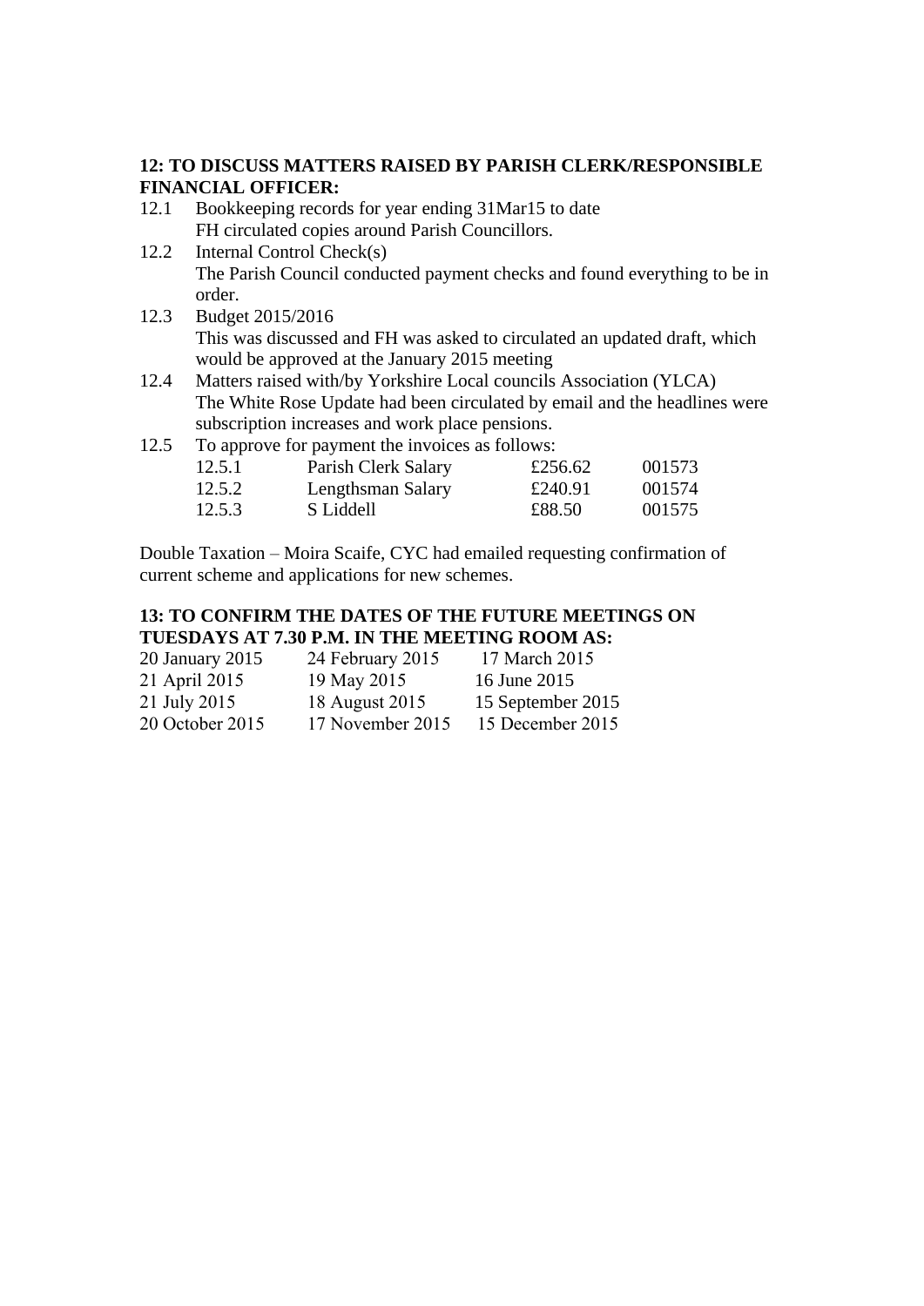**12: TO DISCUSS MATTERS RAISED BY PARISH CLERK/RESPONSIBLE FINANCIAL OFFICER:**

12.1 Bookkeeping records for year ending 31Mar15 to date
FH circulated copies around Parish Councillors.

12.2 Internal Control Check(s)
The Parish Council conducted payment checks and found everything to be in order.

12.3 Budget 2015/2016
This was discussed and FH was asked to circulated an updated draft, which would be approved at the January 2015 meeting

12.4 Matters raised with/by Yorkshire Local councils Association (YLCA)
The White Rose Update had been circulated by email and the headlines were subscription increases and work place pensions.

12.5 To approve for payment the invoices as follows:

| | | | |
|---|---|---|---|
| 12.5.1 | Parish Clerk Salary | £256.62 | 001573 |
| 12.5.2 | Lengthsman Salary | £240.91 | 001574 |
| 12.5.3 | S Liddell | £88.50 | 001575 |

Double Taxation – Moira Scaife, CYC had emailed requesting confirmation of current scheme and applications for new schemes.

**13: TO CONFIRM THE DATES OF THE FUTURE MEETINGS ON TUESDAYS AT 7.30 P.M. IN THE MEETING ROOM AS:**

| | | |
|---|---|---|
| 20 January 2015 | 24 February 2015 | 17 March 2015 |
| 21 April 2015 | 19 May 2015 | 16 June 2015 |
| 21 July 2015 | 18 August 2015 | 15 September 2015 |
| 20 October 2015 | 17 November 2015 | 15 December 2015 |